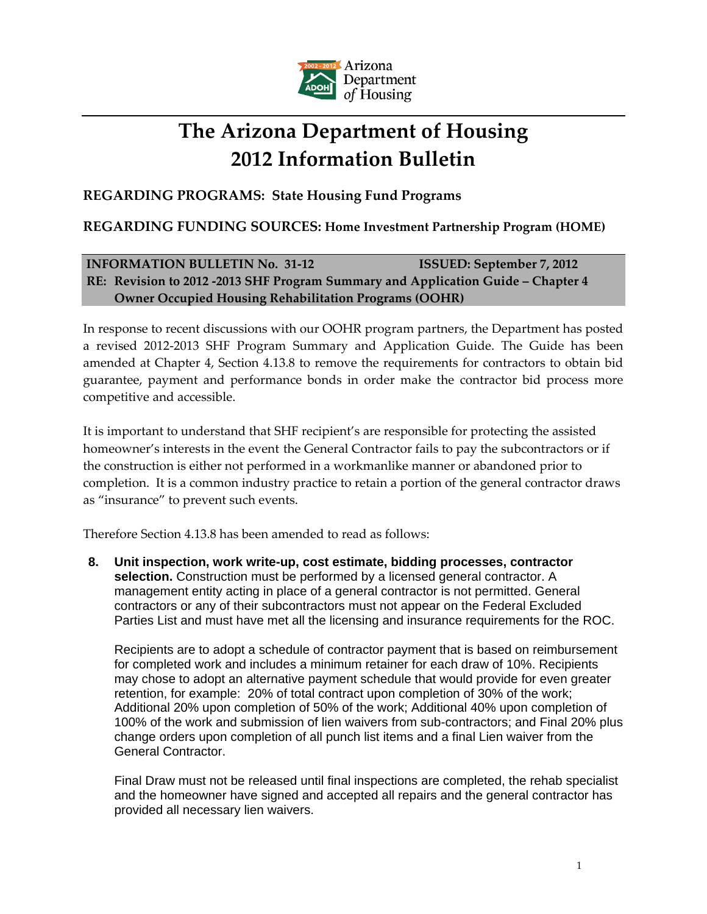Arizona Department of Housing

# The Arizona Department of Housing
# 2012 Information Bulletin

**REGARDING PROGRAMS: State Housing Fund Programs**

**REGARDING FUNDING SOURCES: Home Investment Partnership Program (HOME)**

**INFORMATION BULLETIN No. 31-12** **ISSUED: September 7, 2012**
**RE: Revision to 2012 -2013 SHF Program Summary and Application Guide – Chapter 4 Owner Occupied Housing Rehabilitation Programs (OOHR)**

In response to recent discussions with our OOHR program partners, the Department has posted a revised 2012-2013 SHF Program Summary and Application Guide. The Guide has been amended at Chapter 4, Section 4.13.8 to remove the requirements for contractors to obtain bid guarantee, payment and performance bonds in order make the contractor bid process more competitive and accessible.

It is important to understand that SHF recipient's are responsible for protecting the assisted homeowner's interests in the event the General Contractor fails to pay the subcontractors or if the construction is either not performed in a workmanlike manner or abandoned prior to completion. It is a common industry practice to retain a portion of the general contractor draws as "insurance" to prevent such events.

Therefore Section 4.13.8 has been amended to read as follows:

**8. Unit inspection, work write-up, cost estimate, bidding processes, contractor selection.** Construction must be performed by a licensed general contractor. A management entity acting in place of a general contractor is not permitted. General contractors or any of their subcontractors must not appear on the Federal Excluded Parties List and must have met all the licensing and insurance requirements for the ROC.

Recipients are to adopt a schedule of contractor payment that is based on reimbursement for completed work and includes a minimum retainer for each draw of 10%. Recipients may chose to adopt an alternative payment schedule that would provide for even greater retention, for example: 20% of total contract upon completion of 30% of the work; Additional 20% upon completion of 50% of the work; Additional 40% upon completion of 100% of the work and submission of lien waivers from sub-contractors; and Final 20% plus change orders upon completion of all punch list items and a final Lien waiver from the General Contractor.

Final Draw must not be released until final inspections are completed, the rehab specialist and the homeowner have signed and accepted all repairs and the general contractor has provided all necessary lien waivers.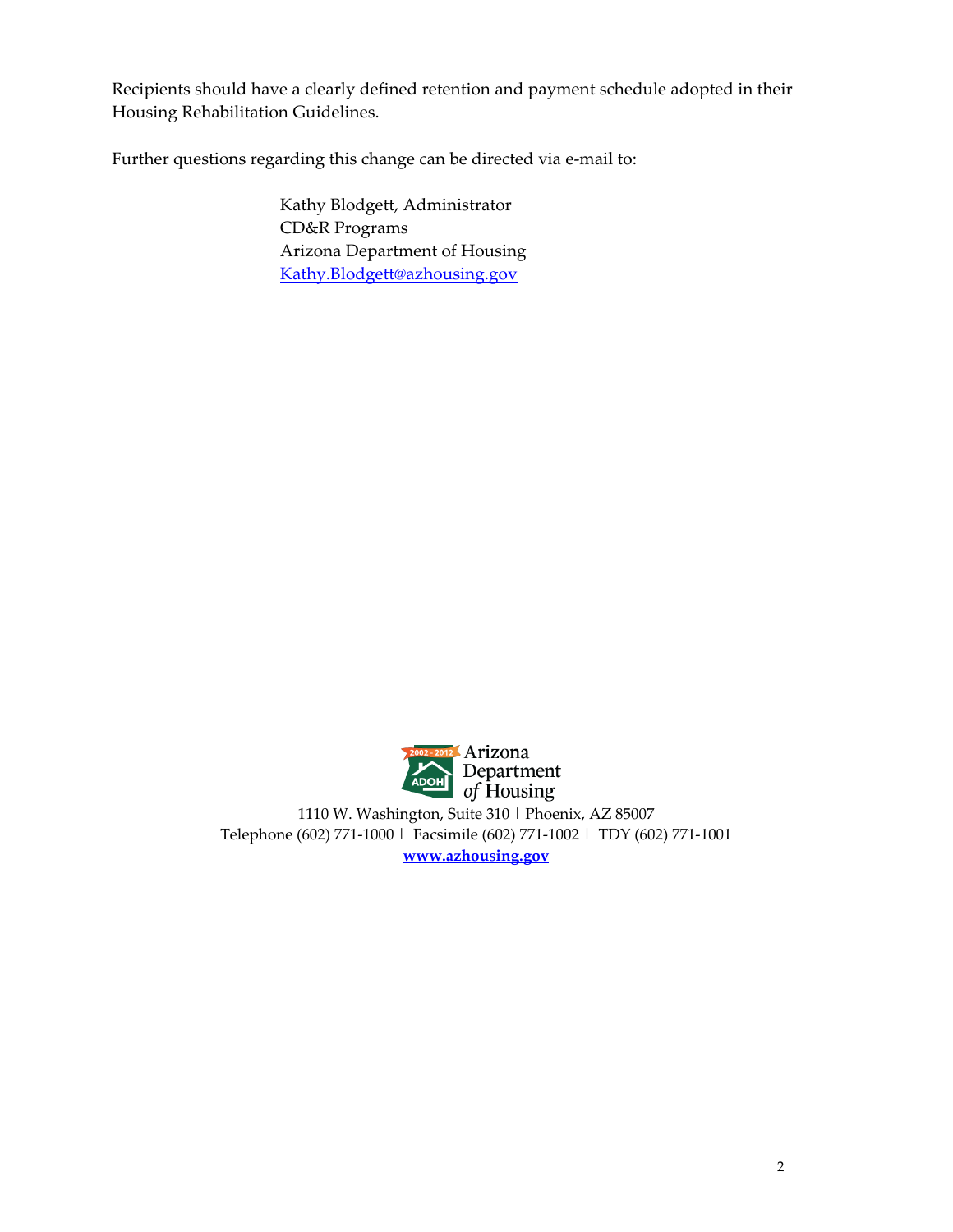Recipients should have a clearly defined retention and payment schedule adopted in their Housing Rehabilitation Guidelines.

Further questions regarding this change can be directed via e-mail to:

Kathy Blodgett, Administrator
CD&R Programs
Arizona Department of Housing
Kathy.Blodgett@azhousing.gov

Arizona Department *of* Housing

1110 W. Washington, Suite 310 | Phoenix, AZ 85007
Telephone (602) 771-1000 | Facsimile (602) 771-1002 | TDY (602) 771-1001
**www.azhousing.gov**